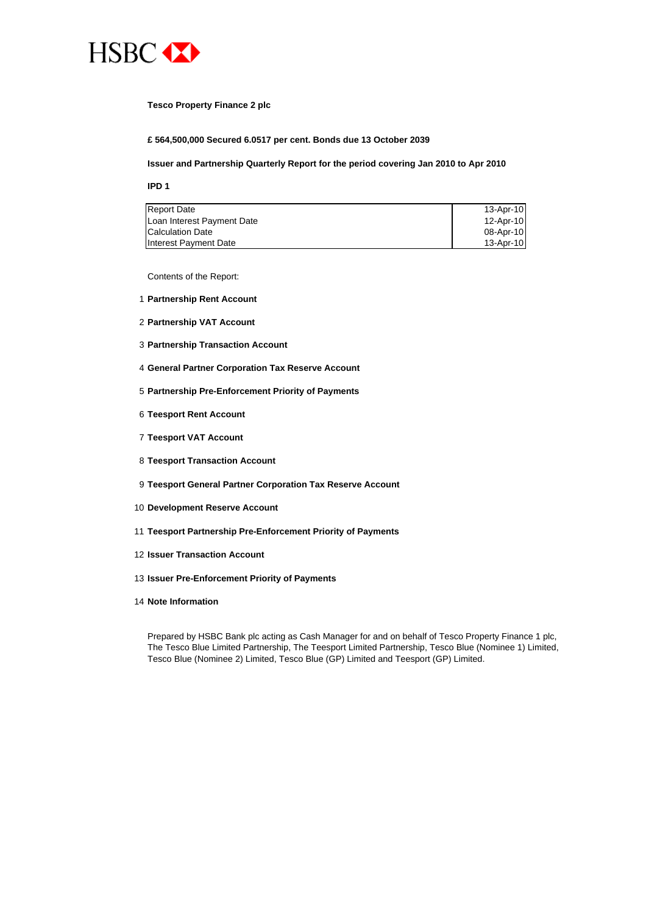HSBC

**Tesco Property Finance 2 plc**

**£ 564,500,000 Secured 6.0517 per cent. Bonds due 13 October 2039**

**Issuer and Partnership Quarterly Report for the period covering Jan 2010 to Apr 2010**

**IPD 1**

| | |
|---|---|
| Report Date | 13-Apr-10 |
| Loan Interest Payment Date | 12-Apr-10 |
| Calculation Date | 08-Apr-10 |
| Interest Payment Date | 13-Apr-10 |

Contents of the Report:

1. **Partnership Rent Account**
2. **Partnership VAT Account**
3. **Partnership Transaction Account**
4. **General Partner Corporation Tax Reserve Account**
5. **Partnership Pre-Enforcement Priority of Payments**
6. **Teesport Rent Account**
7. **Teesport VAT Account**
8. **Teesport Transaction Account**
9. **Teesport General Partner Corporation Tax Reserve Account**
10. **Development Reserve Account**
11. **Teesport Partnership Pre-Enforcement Priority of Payments**
12. **Issuer Transaction Account**
13. **Issuer Pre-Enforcement Priority of Payments**
14. **Note Information**

Prepared by HSBC Bank plc acting as Cash Manager for and on behalf of Tesco Property Finance 1 plc, The Tesco Blue Limited Partnership, The Teesport Limited Partnership, Tesco Blue (Nominee 1) Limited, Tesco Blue (Nominee 2) Limited, Tesco Blue (GP) Limited and Teesport (GP) Limited.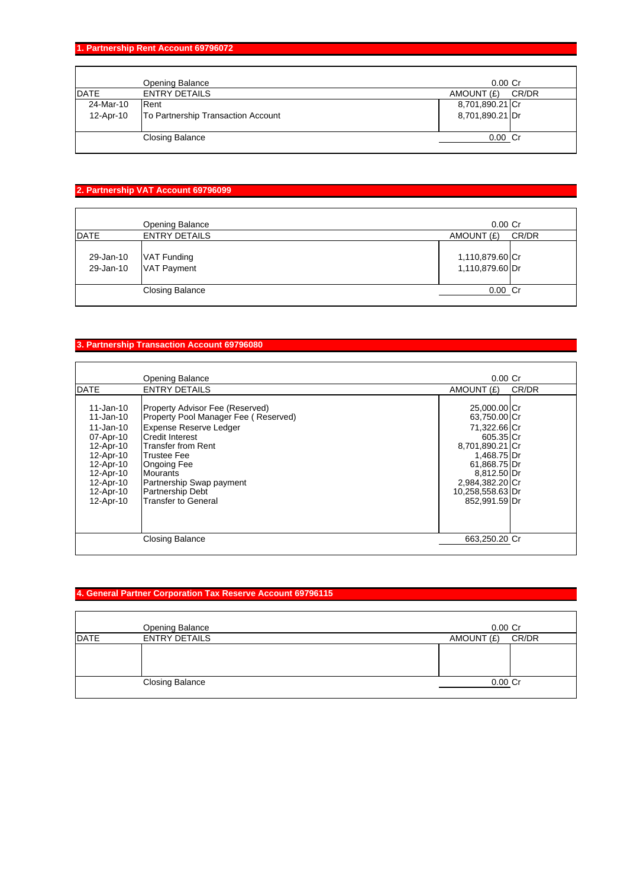## 1. Partnership Rent Account 69796072

| DATE | ENTRY DETAILS | AMOUNT (£) | CR/DR |
|---|---|---|---|
| | Opening Balance | 0.00 | Cr |
| 24-Mar-10 | Rent | 8,701,890.21 | Cr |
| 12-Apr-10 | To Partnership Transaction Account | 8,701,890.21 | Dr |
| | Closing Balance | 0.00 | Cr |

## 2. Partnership VAT Account 69796099

| DATE | ENTRY DETAILS | AMOUNT (£) | CR/DR |
|---|---|---|---|
| | Opening Balance | 0.00 | Cr |
| 29-Jan-10 | VAT Funding | 1,110,879.60 | Cr |
| 29-Jan-10 | VAT Payment | 1,110,879.60 | Dr |
| | Closing Balance | 0.00 | Cr |

## 3. Partnership Transaction Account 69796080

| DATE | ENTRY DETAILS | AMOUNT (£) | CR/DR |
|---|---|---|---|
| | Opening Balance | 0.00 | Cr |
| 11-Jan-10 | Property Advisor Fee (Reserved) | 25,000.00 | Cr |
| 11-Jan-10 | Property Pool Manager Fee ( Reserved) | 63,750.00 | Cr |
| 11-Jan-10 | Expense Reserve Ledger | 71,322.66 | Cr |
| 07-Apr-10 | Credit Interest | 605.35 | Cr |
| 12-Apr-10 | Transfer from Rent | 8,701,890.21 | Cr |
| 12-Apr-10 | Trustee Fee | 1,468.75 | Dr |
| 12-Apr-10 | Ongoing Fee | 61,868.75 | Dr |
| 12-Apr-10 | Mourants | 8,812.50 | Dr |
| 12-Apr-10 | Partnership Swap payment | 2,984,382.20 | Cr |
| 12-Apr-10 | Partnership Debt | 10,258,558.63 | Dr |
| 12-Apr-10 | Transfer to General | 852,991.59 | Dr |
| | Closing Balance | 663,250.20 | Cr |

## 4. General Partner Corporation Tax Reserve Account 69796115

| DATE | ENTRY DETAILS | AMOUNT (£) | CR/DR |
|---|---|---|---|
| | Opening Balance | 0.00 | Cr |
| | Closing Balance | 0.00 | Cr |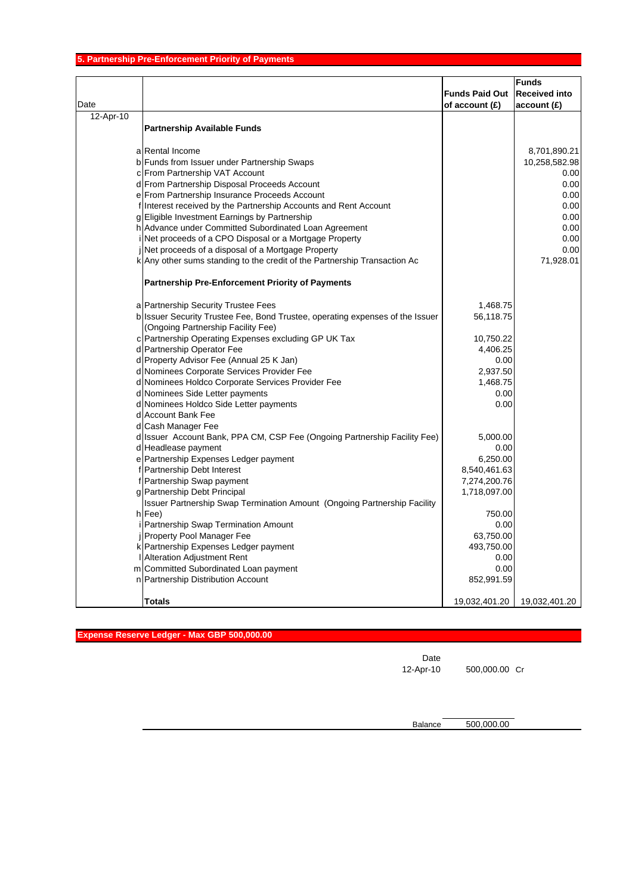## 5. Partnership Pre-Enforcement Priority of Payments

| Date | | | Funds Paid Out of account (£) | Funds Received into account (£) |
|---|---|---|---|---|
| 12-Apr-10 | | **Partnership Available Funds** | | |
| | a | Rental Income | | 8,701,890.21 |
| | b | Funds from Issuer under Partnership Swaps | | 10,258,582.98 |
| | c | From Partnership VAT Account | | 0.00 |
| | d | From Partnership Disposal Proceeds Account | | 0.00 |
| | e | From Partnership Insurance Proceeds Account | | 0.00 |
| | f | Interest received by the Partnership Accounts and Rent Account | | 0.00 |
| | g | Eligible Investment Earnings by Partnership | | 0.00 |
| | h | Advance under Committed Subordinated Loan Agreement | | 0.00 |
| | i | Net proceeds of a CPO Disposal or a Mortgage Property | | 0.00 |
| | j | Net proceeds of a disposal of a Mortgage Property | | 0.00 |
| | k | Any other sums standing to the credit of the Partnership Transaction Ac | | 71,928.01 |
| | | **Partnership Pre-Enforcement Priority of Payments** | | |
| | a | Partnership Security Trustee Fees | 1,468.75 | |
| | b | Issuer Security Trustee Fee, Bond Trustee, operating expenses of the Issuer (Ongoing Partnership Facility Fee) | 56,118.75 | |
| | c | Partnership Operating Expenses excluding GP UK Tax | 10,750.22 | |
| | d | Partnership Operator Fee | 4,406.25 | |
| | d | Property Advisor Fee (Annual 25 K Jan) | 0.00 | |
| | d | Nominees Corporate Services Provider Fee | 2,937.50 | |
| | d | Nominees Holdco Corporate Services Provider Fee | 1,468.75 | |
| | d | Nominees Side Letter payments | 0.00 | |
| | d | Nominees Holdco Side Letter payments | 0.00 | |
| | d | Account Bank Fee | | |
| | d | Cash Manager Fee | | |
| | d | Issuer Account Bank, PPA CM, CSP Fee (Ongoing Partnership Facility Fee) | 5,000.00 | |
| | d | Headlease payment | 0.00 | |
| | e | Partnership Expenses Ledger payment | 6,250.00 | |
| | f | Partnership Debt Interest | 8,540,461.63 | |
| | f | Partnership Swap payment | 7,274,200.76 | |
| | g | Partnership Debt Principal | 1,718,097.00 | |
| | h | Issuer Partnership Swap Termination Amount (Ongoing Partnership Facility Fee) | 750.00 | |
| | i | Partnership Swap Termination Amount | 0.00 | |
| | j | Property Pool Manager Fee | 63,750.00 | |
| | k | Partnership Expenses Ledger payment | 493,750.00 | |
| | l | Alteration Adjustment Rent | 0.00 | |
| | m | Committed Subordinated Loan payment | 0.00 | |
| | n | Partnership Distribution Account | 852,991.59 | |
| | | **Totals** | 19,032,401.20 | 19,032,401.20 |

## Expense Reserve Ledger - Max GBP 500,000.00

| Date | | |
|---|---|---|
| 12-Apr-10 | 500,000.00 | Cr |
| Balance | 500,000.00 | |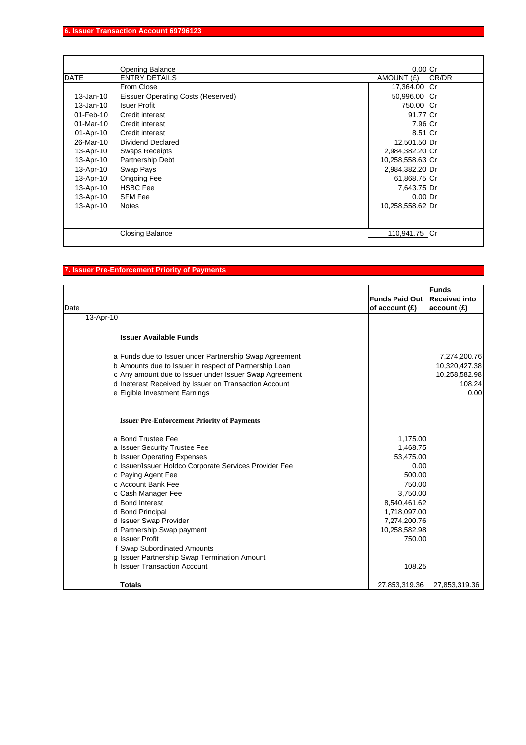## 6. Issuer Transaction Account 69796123

| DATE | ENTRY DETAILS | AMOUNT (£) | CR/DR |
|---|---|---|---|
| | Opening Balance | 0.00 | Cr |
| | From Close | 17,364.00 | Cr |
| 13-Jan-10 | Eissuer Operating Costs (Reserved) | 50,996.00 | Cr |
| 13-Jan-10 | Isuer Profit | 750.00 | Cr |
| 01-Feb-10 | Credit interest | 91.77 | Cr |
| 01-Mar-10 | Credit interest | 7.96 | Cr |
| 01-Apr-10 | Credit interest | 8.51 | Cr |
| 26-Mar-10 | Dividend Declared | 12,501.50 | Dr |
| 13-Apr-10 | Swaps Receipts | 2,984,382.20 | Cr |
| 13-Apr-10 | Partnership Debt | 10,258,558.63 | Cr |
| 13-Apr-10 | Swap Pays | 2,984,382.20 | Dr |
| 13-Apr-10 | Ongoing Fee | 61,868.75 | Cr |
| 13-Apr-10 | HSBC Fee | 7,643.75 | Dr |
| 13-Apr-10 | SFM Fee | 0.00 | Dr |
| 13-Apr-10 | Notes | 10,258,558.62 | Dr |
| | Closing Balance | 110,941.75 | Cr |

## 7. Issuer Pre-Enforcement Priority of Payments

| Date | | Funds Paid Out of account (£) | Funds Received into account (£) |
|---|---|---|---|
| 13-Apr-10 | | | |
| | **Issuer Available Funds** | | |
| a | Funds due to Issuer under Partnership Swap Agreement | | 7,274,200.76 |
| b | Amounts due to Issuer in respect of Partnership Loan | | 10,320,427.38 |
| c | Any amount due to Issuer under Issuer Swap Agreement | | 10,258,582.98 |
| d | Ineterest Received by Issuer on Transaction Account | | 108.24 |
| e | Eigible Investment Earnings | | 0.00 |
| | **Issuer Pre-Enforcement Priority of Payments** | | |
| a | Bond Trustee Fee | 1,175.00 | |
| a | Issuer Security Trustee Fee | 1,468.75 | |
| b | Issuer Operating Expenses | 53,475.00 | |
| c | Issuer/Issuer Holdco Corporate Services Provider Fee | 0.00 | |
| c | Paying Agent Fee | 500.00 | |
| c | Account Bank Fee | 750.00 | |
| c | Cash Manager Fee | 3,750.00 | |
| d | Bond Interest | 8,540,461.62 | |
| d | Bond Principal | 1,718,097.00 | |
| d | Issuer Swap Provider | 7,274,200.76 | |
| d | Partnership Swap payment | 10,258,582.98 | |
| e | Issuer Profit | 750.00 | |
| f | Swap Subordinated Amounts | | |
| g | Issuer Partnership Swap Termination Amount | | |
| h | Issuer Transaction Account | 108.25 | |
| | **Totals** | 27,853,319.36 | 27,853,319.36 |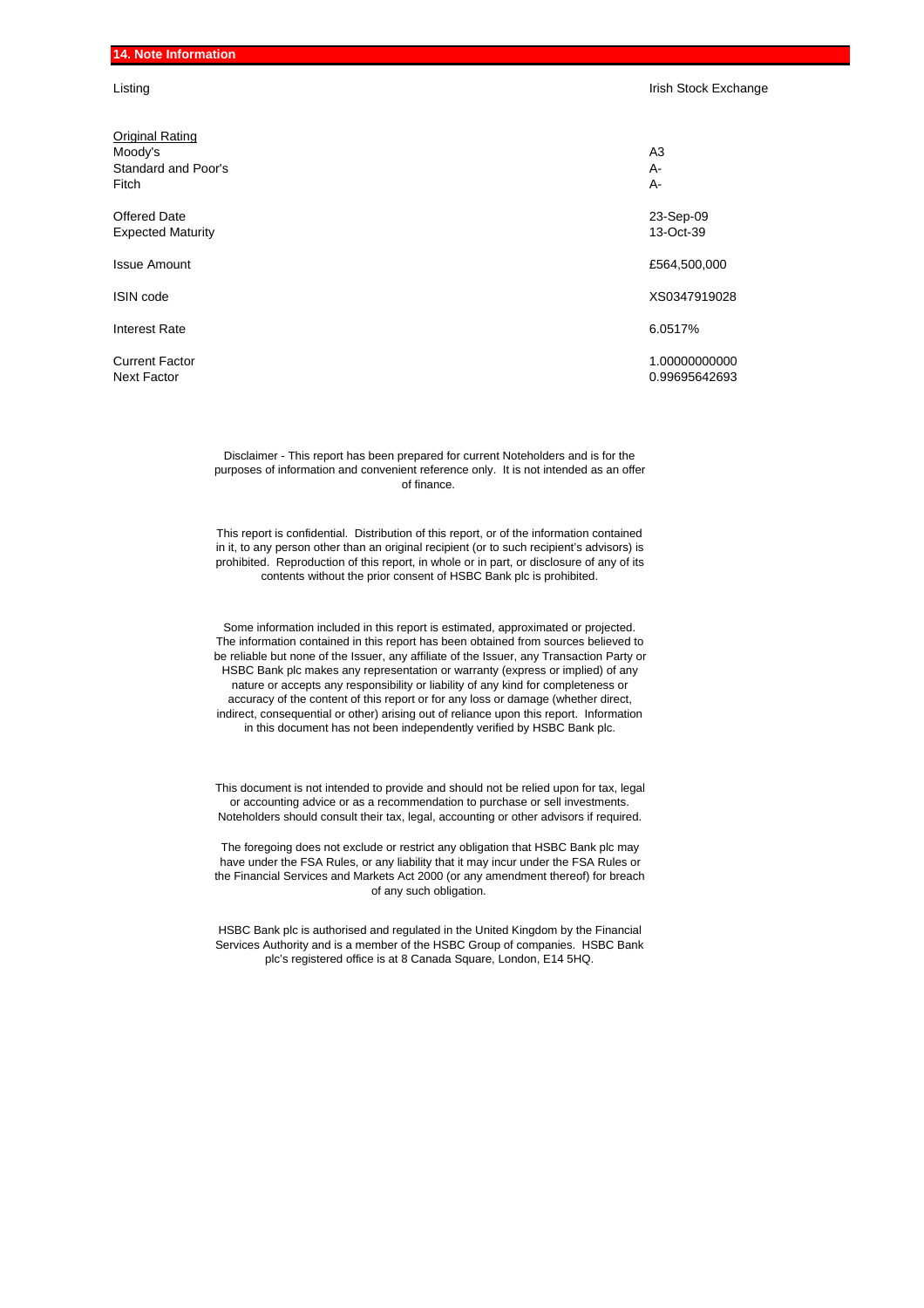## 14. Note Information

| | |
|---|---|
| Listing | Irish Stock Exchange |
| Original Rating | |
| Moody's | A3 |
| Standard and Poor's | A- |
| Fitch | A- |
| Offered Date | 23-Sep-09 |
| Expected Maturity | 13-Oct-39 |
| Issue Amount | £564,500,000 |
| ISIN code | XS0347919028 |
| Interest Rate | 6.0517% |
| Current Factor | 1.00000000000 |
| Next Factor | 0.99695642693 |

Disclaimer - This report has been prepared for current Noteholders and is for the purposes of information and convenient reference only. It is not intended as an offer of finance.

This report is confidential. Distribution of this report, or of the information contained in it, to any person other than an original recipient (or to such recipient's advisors) is prohibited. Reproduction of this report, in whole or in part, or disclosure of any of its contents without the prior consent of HSBC Bank plc is prohibited.

Some information included in this report is estimated, approximated or projected. The information contained in this report has been obtained from sources believed to be reliable but none of the Issuer, any affiliate of the Issuer, any Transaction Party or HSBC Bank plc makes any representation or warranty (express or implied) of any nature or accepts any responsibility or liability of any kind for completeness or accuracy of the content of this report or for any loss or damage (whether direct, indirect, consequential or other) arising out of reliance upon this report. Information in this document has not been independently verified by HSBC Bank plc.

This document is not intended to provide and should not be relied upon for tax, legal or accounting advice or as a recommendation to purchase or sell investments. Noteholders should consult their tax, legal, accounting or other advisors if required.

The foregoing does not exclude or restrict any obligation that HSBC Bank plc may have under the FSA Rules, or any liability that it may incur under the FSA Rules or the Financial Services and Markets Act 2000 (or any amendment thereof) for breach of any such obligation.

HSBC Bank plc is authorised and regulated in the United Kingdom by the Financial Services Authority and is a member of the HSBC Group of companies. HSBC Bank plc's registered office is at 8 Canada Square, London, E14 5HQ.